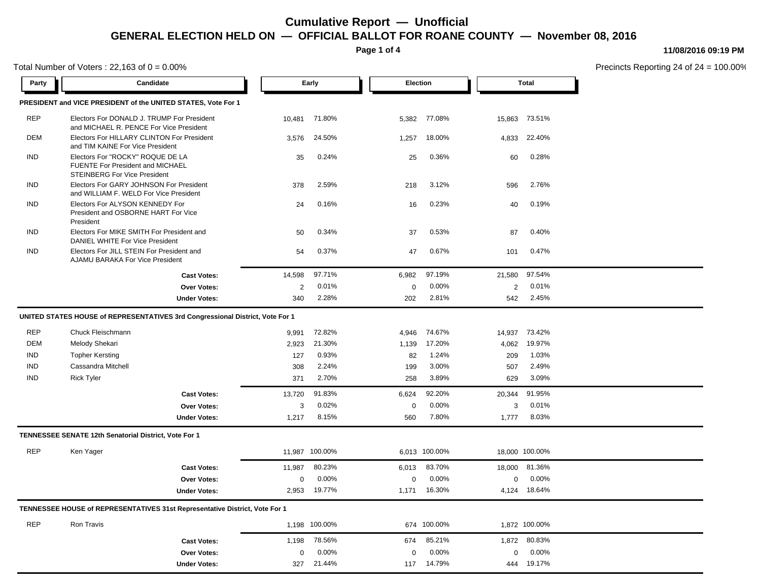# Cumulative Report — Unofficial

## GENERAL ELECTION HELD ON — OFFICIAL BALLOT FOR ROANE COUNTY — November 08, 2016

11/08/2016 09:19 PM

Total Number of Voters : 22,163 of 0 = 0.00%

Precincts Reporting 24 of 24 = 100.00%

| Party | Candidate | Early | | Election | | Total | |
|---|---|---|---|---|---|---|---|
| **PRESIDENT and VICE PRESIDENT of the UNITED STATES, Vote For 1** | | | | | | | |
| REP | Electors For DONALD J. TRUMP For President and MICHAEL R. PENCE For Vice President | 10,481 | 71.80% | 5,382 | 77.08% | 15,863 | 73.51% |
| DEM | Electors For HILLARY CLINTON For President and TIM KAINE For Vice President | 3,576 | 24.50% | 1,257 | 18.00% | 4,833 | 22.40% |
| IND | Electors For "ROCKY" ROQUE DE LA FUENTE For President and MICHAEL STEINBERG For Vice President | 35 | 0.24% | 25 | 0.36% | 60 | 0.28% |
| IND | Electors For GARY JOHNSON For President and WILLIAM F. WELD For Vice President | 378 | 2.59% | 218 | 3.12% | 596 | 2.76% |
| IND | Electors For ALYSON KENNEDY For President and OSBORNE HART For Vice President | 24 | 0.16% | 16 | 0.23% | 40 | 0.19% |
| IND | Electors For MIKE SMITH For President and DANIEL WHITE For Vice President | 50 | 0.34% | 37 | 0.53% | 87 | 0.40% |
| IND | Electors For JILL STEIN For President and AJAMU BARAKA For Vice President | 54 | 0.37% | 47 | 0.67% | 101 | 0.47% |
| | **Cast Votes:** | 14,598 | 97.71% | 6,982 | 97.19% | 21,580 | 97.54% |
| | **Over Votes:** | 2 | 0.01% | 0 | 0.00% | 2 | 0.01% |
| | **Under Votes:** | 340 | 2.28% | 202 | 2.81% | 542 | 2.45% |
| **UNITED STATES HOUSE of REPRESENTATIVES 3rd Congressional District, Vote For 1** | | | | | | | |
| REP | Chuck Fleischmann | 9,991 | 72.82% | 4,946 | 74.67% | 14,937 | 73.42% |
| DEM | Melody Shekari | 2,923 | 21.30% | 1,139 | 17.20% | 4,062 | 19.97% |
| IND | Topher Kersting | 127 | 0.93% | 82 | 1.24% | 209 | 1.03% |
| IND | Cassandra Mitchell | 308 | 2.24% | 199 | 3.00% | 507 | 2.49% |
| IND | Rick Tyler | 371 | 2.70% | 258 | 3.89% | 629 | 3.09% |
| | **Cast Votes:** | 13,720 | 91.83% | 6,624 | 92.20% | 20,344 | 91.95% |
| | **Over Votes:** | 3 | 0.02% | 0 | 0.00% | 3 | 0.01% |
| | **Under Votes:** | 1,217 | 8.15% | 560 | 7.80% | 1,777 | 8.03% |
| **TENNESSEE SENATE 12th Senatorial District, Vote For 1** | | | | | | | |
| REP | Ken Yager | 11,987 | 100.00% | 6,013 | 100.00% | 18,000 | 100.00% |
| | **Cast Votes:** | 11,987 | 80.23% | 6,013 | 83.70% | 18,000 | 81.36% |
| | **Over Votes:** | 0 | 0.00% | 0 | 0.00% | 0 | 0.00% |
| | **Under Votes:** | 2,953 | 19.77% | 1,171 | 16.30% | 4,124 | 18.64% |
| **TENNESSEE HOUSE of REPRESENTATIVES 31st Representative District, Vote For 1** | | | | | | | |
| REP | Ron Travis | 1,198 | 100.00% | 674 | 100.00% | 1,872 | 100.00% |
| | **Cast Votes:** | 1,198 | 78.56% | 674 | 85.21% | 1,872 | 80.83% |
| | **Over Votes:** | 0 | 0.00% | 0 | 0.00% | 0 | 0.00% |
| | **Under Votes:** | 327 | 21.44% | 117 | 14.79% | 444 | 19.17% |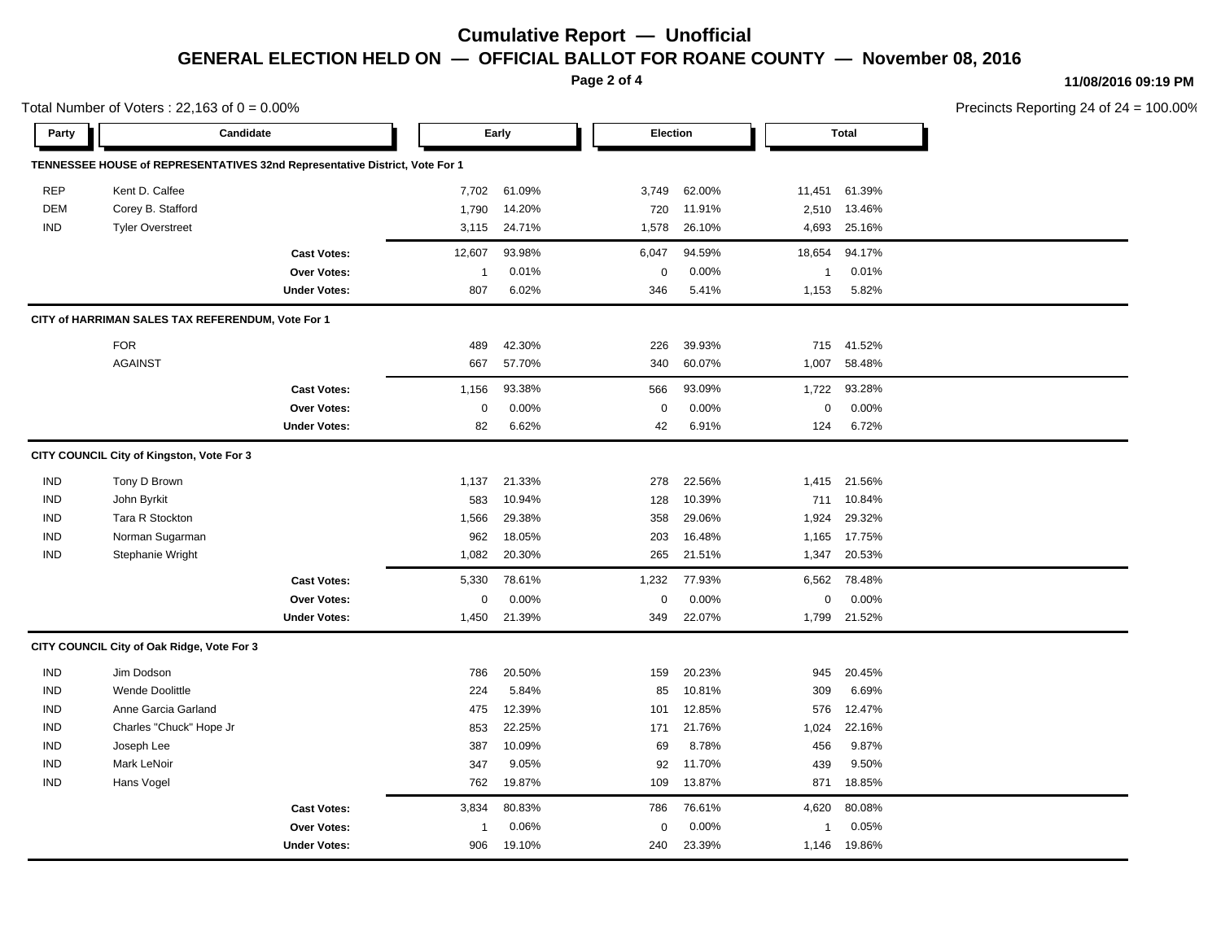# Cumulative Report — Unofficial

## GENERAL ELECTION HELD ON — OFFICIAL BALLOT FOR ROANE COUNTY — November 08, 2016

**11/08/2016 09:19 PM**

Total Number of Voters : 22,163 of 0 = 0.00%

Precincts Reporting 24 of 24 = 100.00%

| Party | Candidate | Early | | Election | | Total | |
|---|---|---|---|---|---|---|---|
| **TENNESSEE HOUSE of REPRESENTATIVES 32nd Representative District, Vote For 1** | | | | | | | |
| REP | Kent D. Calfee | 7,702 | 61.09% | 3,749 | 62.00% | 11,451 | 61.39% |
| DEM | Corey B. Stafford | 1,790 | 14.20% | 720 | 11.91% | 2,510 | 13.46% |
| IND | Tyler Overstreet | 3,115 | 24.71% | 1,578 | 26.10% | 4,693 | 25.16% |
| | **Cast Votes:** | 12,607 | 93.98% | 6,047 | 94.59% | 18,654 | 94.17% |
| | **Over Votes:** | 1 | 0.01% | 0 | 0.00% | 1 | 0.01% |
| | **Under Votes:** | 807 | 6.02% | 346 | 5.41% | 1,153 | 5.82% |
| **CITY of HARRIMAN SALES TAX REFERENDUM, Vote For 1** | | | | | | | |
| | FOR | 489 | 42.30% | 226 | 39.93% | 715 | 41.52% |
| | AGAINST | 667 | 57.70% | 340 | 60.07% | 1,007 | 58.48% |
| | **Cast Votes:** | 1,156 | 93.38% | 566 | 93.09% | 1,722 | 93.28% |
| | **Over Votes:** | 0 | 0.00% | 0 | 0.00% | 0 | 0.00% |
| | **Under Votes:** | 82 | 6.62% | 42 | 6.91% | 124 | 6.72% |
| **CITY COUNCIL City of Kingston, Vote For 3** | | | | | | | |
| IND | Tony D Brown | 1,137 | 21.33% | 278 | 22.56% | 1,415 | 21.56% |
| IND | John Byrkit | 583 | 10.94% | 128 | 10.39% | 711 | 10.84% |
| IND | Tara R Stockton | 1,566 | 29.38% | 358 | 29.06% | 1,924 | 29.32% |
| IND | Norman Sugarman | 962 | 18.05% | 203 | 16.48% | 1,165 | 17.75% |
| IND | Stephanie Wright | 1,082 | 20.30% | 265 | 21.51% | 1,347 | 20.53% |
| | **Cast Votes:** | 5,330 | 78.61% | 1,232 | 77.93% | 6,562 | 78.48% |
| | **Over Votes:** | 0 | 0.00% | 0 | 0.00% | 0 | 0.00% |
| | **Under Votes:** | 1,450 | 21.39% | 349 | 22.07% | 1,799 | 21.52% |
| **CITY COUNCIL City of Oak Ridge, Vote For 3** | | | | | | | |
| IND | Jim Dodson | 786 | 20.50% | 159 | 20.23% | 945 | 20.45% |
| IND | Wende Doolittle | 224 | 5.84% | 85 | 10.81% | 309 | 6.69% |
| IND | Anne Garcia Garland | 475 | 12.39% | 101 | 12.85% | 576 | 12.47% |
| IND | Charles "Chuck" Hope Jr | 853 | 22.25% | 171 | 21.76% | 1,024 | 22.16% |
| IND | Joseph Lee | 387 | 10.09% | 69 | 8.78% | 456 | 9.87% |
| IND | Mark LeNoir | 347 | 9.05% | 92 | 11.70% | 439 | 9.50% |
| IND | Hans Vogel | 762 | 19.87% | 109 | 13.87% | 871 | 18.85% |
| | **Cast Votes:** | 3,834 | 80.83% | 786 | 76.61% | 4,620 | 80.08% |
| | **Over Votes:** | 1 | 0.06% | 0 | 0.00% | 1 | 0.05% |
| | **Under Votes:** | 906 | 19.10% | 240 | 23.39% | 1,146 | 19.86% |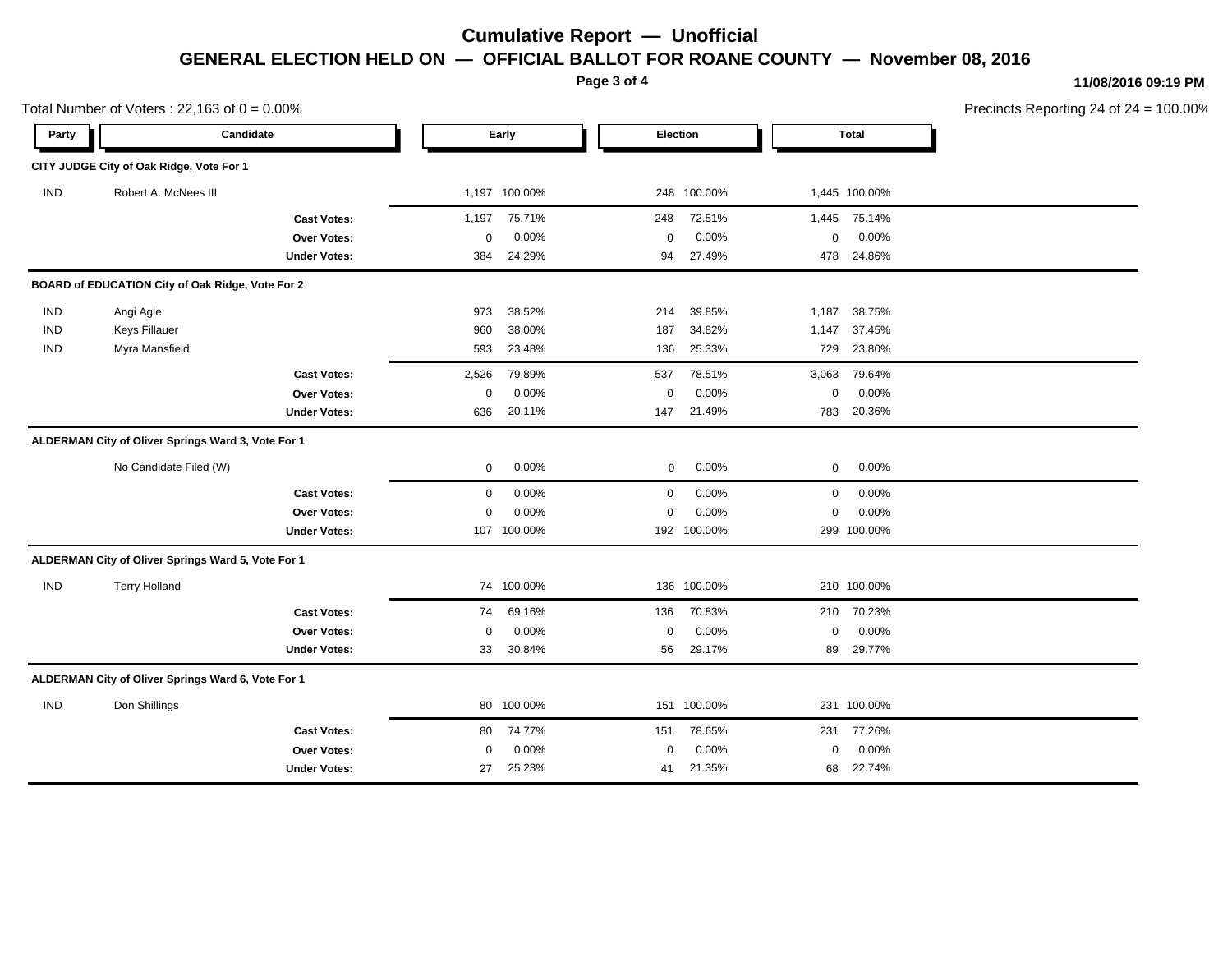# Cumulative Report — Unofficial

## GENERAL ELECTION HELD ON — OFFICIAL BALLOT FOR ROANE COUNTY — November 08, 2016

**11/08/2016 09:19 PM**

Total Number of Voters : 22,163 of 0 = 0.00%

Precincts Reporting 24 of 24 = 100.00%

| Party | Candidate | Early | | Election | | Total | |
|---|---|---|---|---|---|---|---|
| **CITY JUDGE City of Oak Ridge, Vote For 1** | | | | | | | |
| IND | Robert A. McNees III | 1,197 | 100.00% | 248 | 100.00% | 1,445 | 100.00% |
| | **Cast Votes:** | 1,197 | 75.71% | 248 | 72.51% | 1,445 | 75.14% |
| | **Over Votes:** | 0 | 0.00% | 0 | 0.00% | 0 | 0.00% |
| | **Under Votes:** | 384 | 24.29% | 94 | 27.49% | 478 | 24.86% |
| **BOARD of EDUCATION City of Oak Ridge, Vote For 2** | | | | | | | |
| IND | Angi Agle | 973 | 38.52% | 214 | 39.85% | 1,187 | 38.75% |
| IND | Keys Fillauer | 960 | 38.00% | 187 | 34.82% | 1,147 | 37.45% |
| IND | Myra Mansfield | 593 | 23.48% | 136 | 25.33% | 729 | 23.80% |
| | **Cast Votes:** | 2,526 | 79.89% | 537 | 78.51% | 3,063 | 79.64% |
| | **Over Votes:** | 0 | 0.00% | 0 | 0.00% | 0 | 0.00% |
| | **Under Votes:** | 636 | 20.11% | 147 | 21.49% | 783 | 20.36% |
| **ALDERMAN City of Oliver Springs Ward 3, Vote For 1** | | | | | | | |
| | No Candidate Filed (W) | 0 | 0.00% | 0 | 0.00% | 0 | 0.00% |
| | **Cast Votes:** | 0 | 0.00% | 0 | 0.00% | 0 | 0.00% |
| | **Over Votes:** | 0 | 0.00% | 0 | 0.00% | 0 | 0.00% |
| | **Under Votes:** | 107 | 100.00% | 192 | 100.00% | 299 | 100.00% |
| **ALDERMAN City of Oliver Springs Ward 5, Vote For 1** | | | | | | | |
| IND | Terry Holland | 74 | 100.00% | 136 | 100.00% | 210 | 100.00% |
| | **Cast Votes:** | 74 | 69.16% | 136 | 70.83% | 210 | 70.23% |
| | **Over Votes:** | 0 | 0.00% | 0 | 0.00% | 0 | 0.00% |
| | **Under Votes:** | 33 | 30.84% | 56 | 29.17% | 89 | 29.77% |
| **ALDERMAN City of Oliver Springs Ward 6, Vote For 1** | | | | | | | |
| IND | Don Shillings | 80 | 100.00% | 151 | 100.00% | 231 | 100.00% |
| | **Cast Votes:** | 80 | 74.77% | 151 | 78.65% | 231 | 77.26% |
| | **Over Votes:** | 0 | 0.00% | 0 | 0.00% | 0 | 0.00% |
| | **Under Votes:** | 27 | 25.23% | 41 | 21.35% | 68 | 22.74% |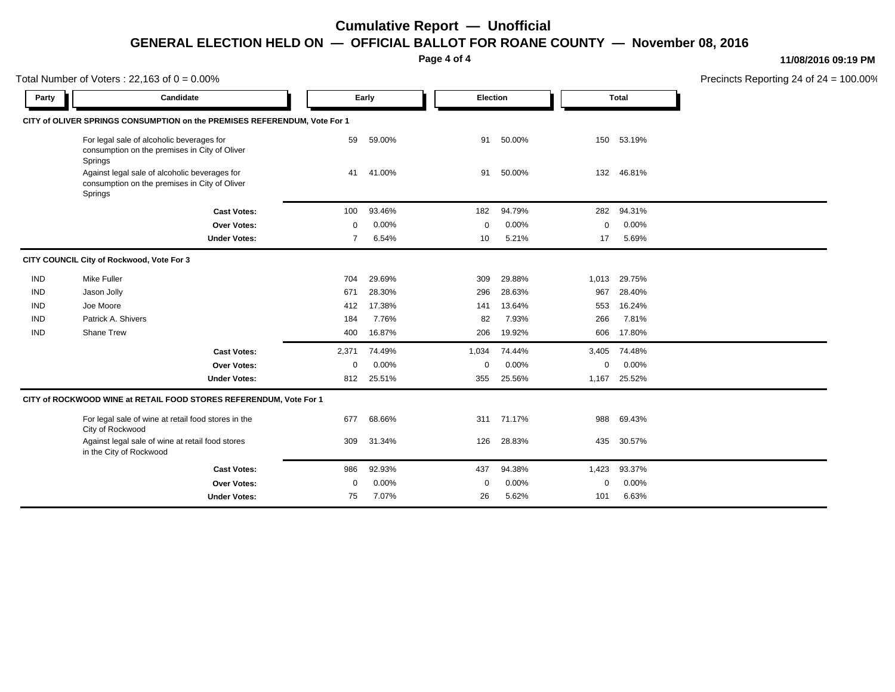# Cumulative Report — Unofficial

## GENERAL ELECTION HELD ON — OFFICIAL BALLOT FOR ROANE COUNTY — November 08, 2016

**11/08/2016 09:19 PM**

Total Number of Voters : 22,163 of 0 = 0.00%

Precincts Reporting 24 of 24 = 100.00%

| Party | Candidate | Early | | Election | | Total | |
|---|---|---|---|---|---|---|---|
| **CITY of OLIVER SPRINGS CONSUMPTION on the PREMISES REFERENDUM, Vote For 1** | | | | | | | |
| | For legal sale of alcoholic beverages for consumption on the premises in City of Oliver Springs | 59 | 59.00% | 91 | 50.00% | 150 | 53.19% |
| | Against legal sale of alcoholic beverages for consumption on the premises in City of Oliver Springs | 41 | 41.00% | 91 | 50.00% | 132 | 46.81% |
| | **Cast Votes:** | 100 | 93.46% | 182 | 94.79% | 282 | 94.31% |
| | **Over Votes:** | 0 | 0.00% | 0 | 0.00% | 0 | 0.00% |
| | **Under Votes:** | 7 | 6.54% | 10 | 5.21% | 17 | 5.69% |
| **CITY COUNCIL City of Rockwood, Vote For 3** | | | | | | | |
| IND | Mike Fuller | 704 | 29.69% | 309 | 29.88% | 1,013 | 29.75% |
| IND | Jason Jolly | 671 | 28.30% | 296 | 28.63% | 967 | 28.40% |
| IND | Joe Moore | 412 | 17.38% | 141 | 13.64% | 553 | 16.24% |
| IND | Patrick A. Shivers | 184 | 7.76% | 82 | 7.93% | 266 | 7.81% |
| IND | Shane Trew | 400 | 16.87% | 206 | 19.92% | 606 | 17.80% |
| | **Cast Votes:** | 2,371 | 74.49% | 1,034 | 74.44% | 3,405 | 74.48% |
| | **Over Votes:** | 0 | 0.00% | 0 | 0.00% | 0 | 0.00% |
| | **Under Votes:** | 812 | 25.51% | 355 | 25.56% | 1,167 | 25.52% |
| **CITY of ROCKWOOD WINE at RETAIL FOOD STORES REFERENDUM, Vote For 1** | | | | | | | |
| | For legal sale of wine at retail food stores in the City of Rockwood | 677 | 68.66% | 311 | 71.17% | 988 | 69.43% |
| | Against legal sale of wine at retail food stores in the City of Rockwood | 309 | 31.34% | 126 | 28.83% | 435 | 30.57% |
| | **Cast Votes:** | 986 | 92.93% | 437 | 94.38% | 1,423 | 93.37% |
| | **Over Votes:** | 0 | 0.00% | 0 | 0.00% | 0 | 0.00% |
| | **Under Votes:** | 75 | 7.07% | 26 | 5.62% | 101 | 6.63% |